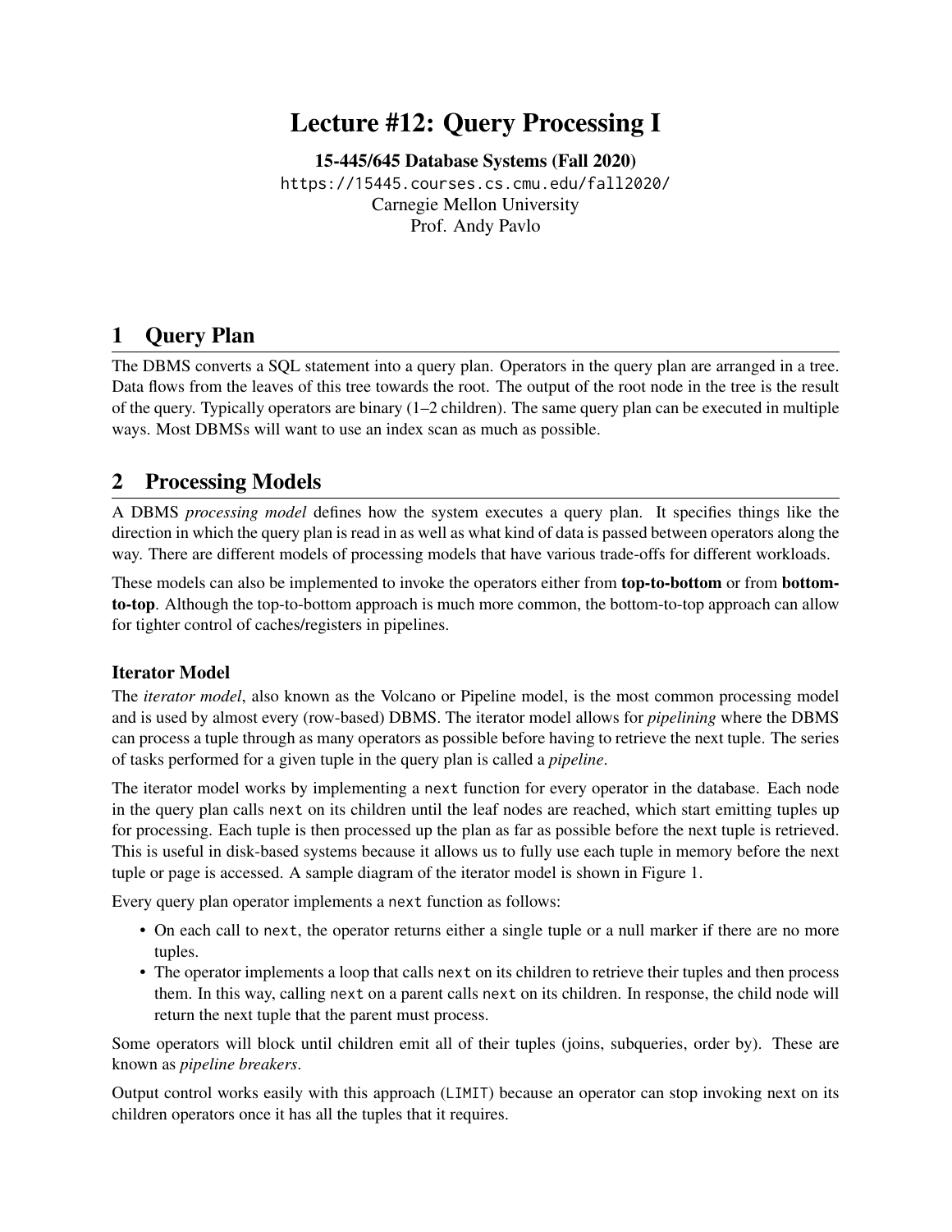# Lecture #12: Query Processing I

**15-445/645 Database Systems (Fall 2020)**

https://15445.courses.cs.cmu.edu/fall2020/

Carnegie Mellon University

Prof. Andy Pavlo

## 1 Query Plan

The DBMS converts a SQL statement into a query plan. Operators in the query plan are arranged in a tree. Data flows from the leaves of this tree towards the root. The output of the root node in the tree is the result of the query. Typically operators are binary (1–2 children). The same query plan can be executed in multiple ways. Most DBMSs will want to use an index scan as much as possible.

## 2 Processing Models

A DBMS *processing model* defines how the system executes a query plan. It specifies things like the direction in which the query plan is read in as well as what kind of data is passed between operators along the way. There are different models of processing models that have various trade-offs for different workloads.

These models can also be implemented to invoke the operators either from **top-to-bottom** or from **bottom-to-top**. Although the top-to-bottom approach is much more common, the bottom-to-top approach can allow for tighter control of caches/registers in pipelines.

### Iterator Model

The *iterator model*, also known as the Volcano or Pipeline model, is the most common processing model and is used by almost every (row-based) DBMS. The iterator model allows for *pipelining* where the DBMS can process a tuple through as many operators as possible before having to retrieve the next tuple. The series of tasks performed for a given tuple in the query plan is called a *pipeline*.

The iterator model works by implementing a `next` function for every operator in the database. Each node in the query plan calls `next` on its children until the leaf nodes are reached, which start emitting tuples up for processing. Each tuple is then processed up the plan as far as possible before the next tuple is retrieved. This is useful in disk-based systems because it allows us to fully use each tuple in memory before the next tuple or page is accessed. A sample diagram of the iterator model is shown in Figure 1.

Every query plan operator implements a `next` function as follows:

- On each call to `next`, the operator returns either a single tuple or a null marker if there are no more tuples.
- The operator implements a loop that calls `next` on its children to retrieve their tuples and then process them. In this way, calling `next` on a parent calls `next` on its children. In response, the child node will return the next tuple that the parent must process.

Some operators will block until children emit all of their tuples (joins, subqueries, order by). These are known as *pipeline breakers*.

Output control works easily with this approach (`LIMIT`) because an operator can stop invoking next on its children operators once it has all the tuples that it requires.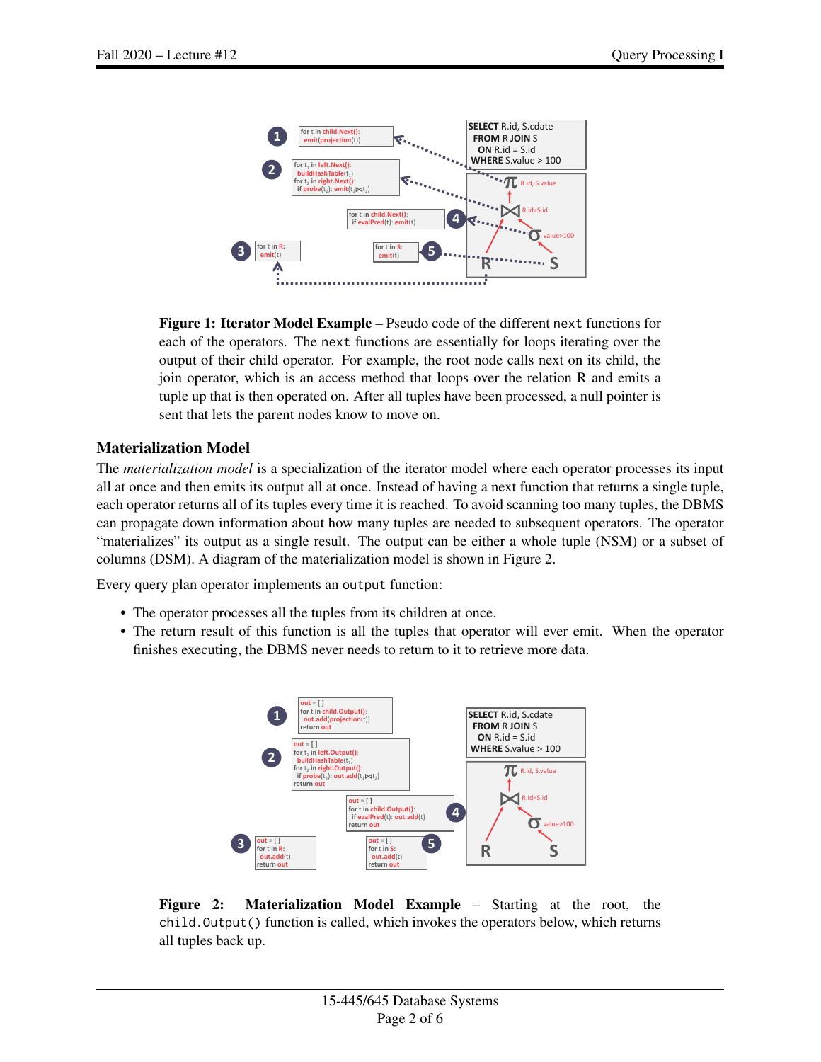**Figure 1: Iterator Model Example** – Pseudo code of the different `next` functions for each of the operators. The `next` functions are essentially for loops iterating over the output of their child operator. For example, the root node calls next on its child, the join operator, which is an access method that loops over the relation R and emits a tuple up that is then operated on. After all tuples have been processed, a null pointer is sent that lets the parent nodes know to move on.

### Materialization Model

The *materialization model* is a specialization of the iterator model where each operator processes its input all at once and then emits its output all at once. Instead of having a next function that returns a single tuple, each operator returns all of its tuples every time it is reached. To avoid scanning too many tuples, the DBMS can propagate down information about how many tuples are needed to subsequent operators. The operator "materializes" its output as a single result. The output can be either a whole tuple (NSM) or a subset of columns (DSM). A diagram of the materialization model is shown in Figure 2.

Every query plan operator implements an `output` function:

- The operator processes all the tuples from its children at once.
- The return result of this function is all the tuples that operator will ever emit. When the operator finishes executing, the DBMS never needs to return to it to retrieve more data.

**Figure 2: Materialization Model Example** – Starting at the root, the `child.Output()` function is called, which invokes the operators below, which returns all tuples back up.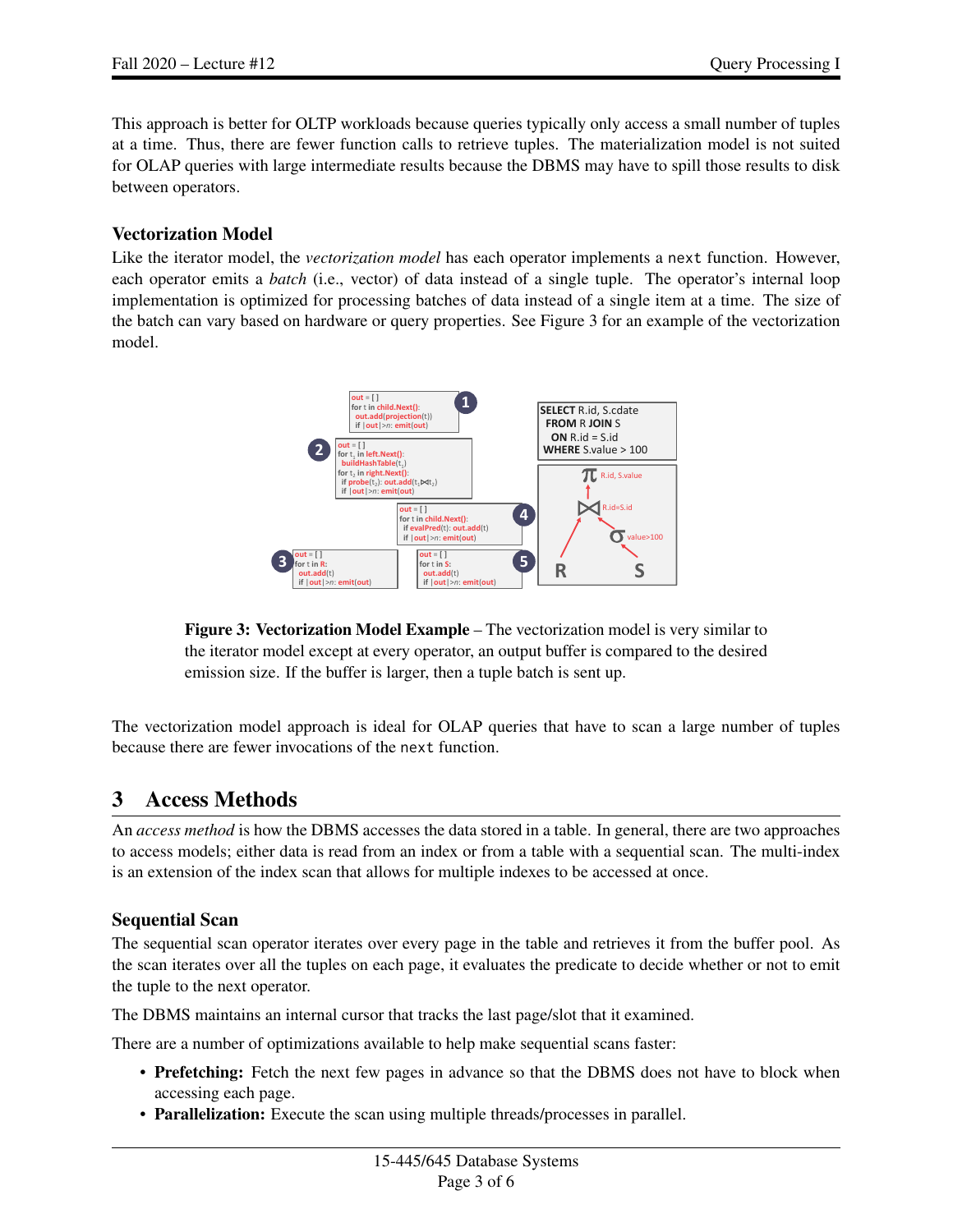This approach is better for OLTP workloads because queries typically only access a small number of tuples at a time. Thus, there are fewer function calls to retrieve tuples. The materialization model is not suited for OLAP queries with large intermediate results because the DBMS may have to spill those results to disk between operators.

### Vectorization Model

Like the iterator model, the *vectorization model* has each operator implements a `next` function. However, each operator emits a *batch* (i.e., vector) of data instead of a single tuple. The operator's internal loop implementation is optimized for processing batches of data instead of a single item at a time. The size of the batch can vary based on hardware or query properties. See Figure 3 for an example of the vectorization model.

**Figure 3: Vectorization Model Example** – The vectorization model is very similar to the iterator model except at every operator, an output buffer is compared to the desired emission size. If the buffer is larger, then a tuple batch is sent up.

The vectorization model approach is ideal for OLAP queries that have to scan a large number of tuples because there are fewer invocations of the `next` function.

## 3 Access Methods

An *access method* is how the DBMS accesses the data stored in a table. In general, there are two approaches to access models; either data is read from an index or from a table with a sequential scan. The multi-index is an extension of the index scan that allows for multiple indexes to be accessed at once.

### Sequential Scan

The sequential scan operator iterates over every page in the table and retrieves it from the buffer pool. As the scan iterates over all the tuples on each page, it evaluates the predicate to decide whether or not to emit the tuple to the next operator.

The DBMS maintains an internal cursor that tracks the last page/slot that it examined.

There are a number of optimizations available to help make sequential scans faster:

- **Prefetching:** Fetch the next few pages in advance so that the DBMS does not have to block when accessing each page.
- **Parallelization:** Execute the scan using multiple threads/processes in parallel.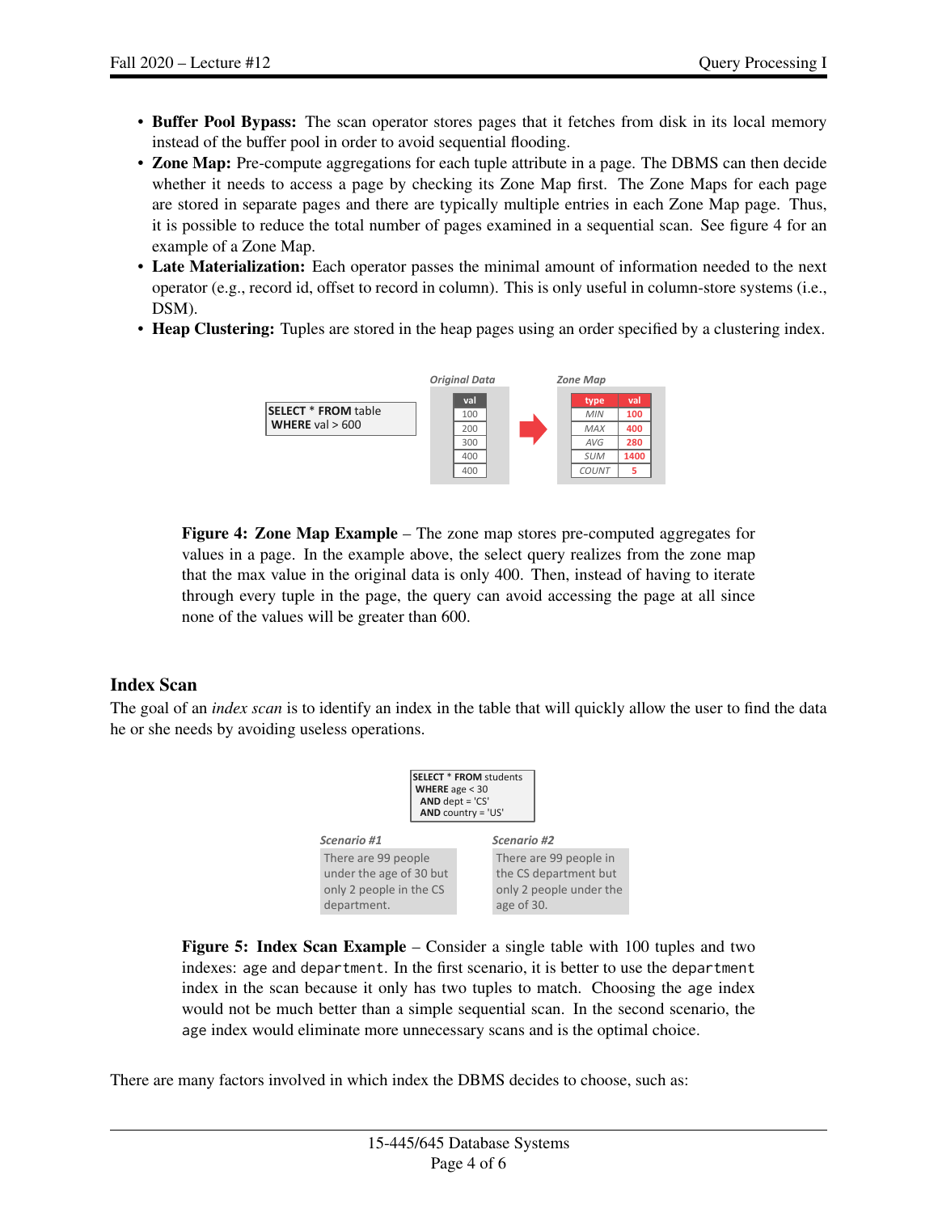- **Buffer Pool Bypass:** The scan operator stores pages that it fetches from disk in its local memory instead of the buffer pool in order to avoid sequential flooding.
- **Zone Map:** Pre-compute aggregations for each tuple attribute in a page. The DBMS can then decide whether it needs to access a page by checking its Zone Map first. The Zone Maps for each page are stored in separate pages and there are typically multiple entries in each Zone Map page. Thus, it is possible to reduce the total number of pages examined in a sequential scan. See figure 4 for an example of a Zone Map.
- **Late Materialization:** Each operator passes the minimal amount of information needed to the next operator (e.g., record id, offset to record in column). This is only useful in column-store systems (i.e., DSM).
- **Heap Clustering:** Tuples are stored in the heap pages using an order specified by a clustering index.

```
SELECT * FROM table
WHERE val > 600
```

*Original Data*

| val |
|---|
| 100 |
| 200 |
| 300 |
| 400 |
| 400 |

*Zone Map*

| type | val |
|---|---|
| MIN | 100 |
| MAX | 400 |
| AVG | 280 |
| SUM | 1400 |
| COUNT | 5 |

**Figure 4: Zone Map Example** – The zone map stores pre-computed aggregates for values in a page. In the example above, the select query realizes from the zone map that the max value in the original data is only 400. Then, instead of having to iterate through every tuple in the page, the query can avoid accessing the page at all since none of the values will be greater than 600.

## Index Scan

The goal of an *index scan* is to identify an index in the table that will quickly allow the user to find the data he or she needs by avoiding useless operations.

```
SELECT * FROM students
 WHERE age < 30
  AND dept = 'CS'
  AND country = 'US'
```

*Scenario #1*

There are 99 people under the age of 30 but only 2 people in the CS department.

*Scenario #2*

There are 99 people in the CS department but only 2 people under the age of 30.

**Figure 5: Index Scan Example** – Consider a single table with 100 tuples and two indexes: `age` and `department`. In the first scenario, it is better to use the `department` index in the scan because it only has two tuples to match. Choosing the `age` index would not be much better than a simple sequential scan. In the second scenario, the `age` index would eliminate more unnecessary scans and is the optimal choice.

There are many factors involved in which index the DBMS decides to choose, such as: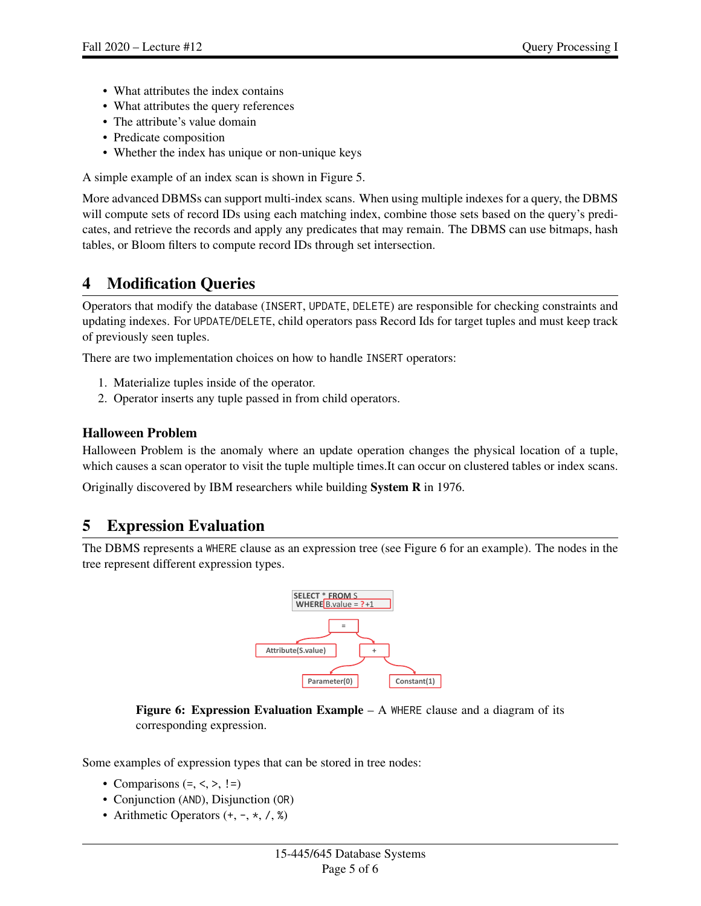- What attributes the index contains
- What attributes the query references
- The attribute's value domain
- Predicate composition
- Whether the index has unique or non-unique keys

A simple example of an index scan is shown in Figure 5.

More advanced DBMSs can support multi-index scans. When using multiple indexes for a query, the DBMS will compute sets of record IDs using each matching index, combine those sets based on the query's predicates, and retrieve the records and apply any predicates that may remain. The DBMS can use bitmaps, hash tables, or Bloom filters to compute record IDs through set intersection.

# 4 Modification Queries

Operators that modify the database (`INSERT`, `UPDATE`, `DELETE`) are responsible for checking constraints and updating indexes. For `UPDATE`/`DELETE`, child operators pass Record Ids for target tuples and must keep track of previously seen tuples.

There are two implementation choices on how to handle `INSERT` operators:

1. Materialize tuples inside of the operator.
2. Operator inserts any tuple passed in from child operators.

### Halloween Problem

Halloween Problem is the anomaly where an update operation changes the physical location of a tuple, which causes a scan operator to visit the tuple multiple times.It can occur on clustered tables or index scans.

Originally discovered by IBM researchers while building **System R** in 1976.

# 5 Expression Evaluation

The DBMS represents a `WHERE` clause as an expression tree (see Figure 6 for an example). The nodes in the tree represent different expression types.

```
SELECT * FROM S
WHERE B.value = ?+1

              =
            /   \
Attribute(S.value)  +
                  /   \
        Parameter(0)   Constant(1)
```

**Figure 6: Expression Evaluation Example** – A `WHERE` clause and a diagram of its corresponding expression.

Some examples of expression types that can be stored in tree nodes:

- Comparisons (=, <, >, !=)
- Conjunction (`AND`), Disjunction (`OR`)
- Arithmetic Operators (+, -, *, /, %)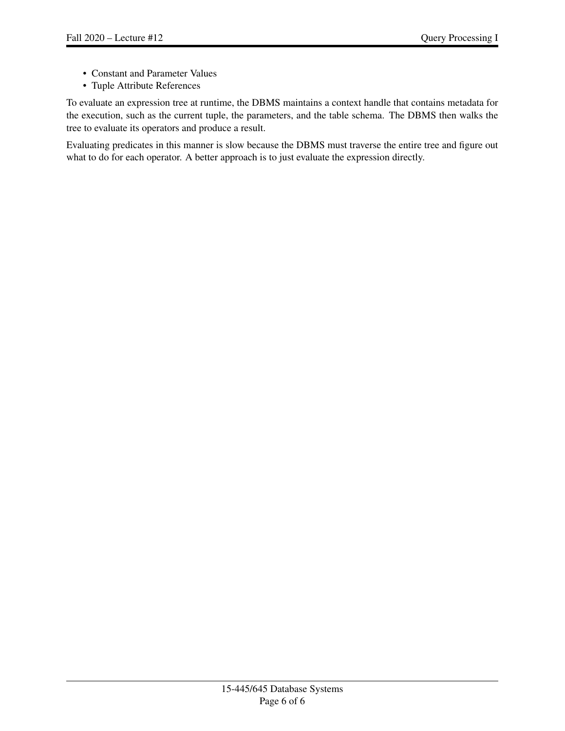- Constant and Parameter Values
- Tuple Attribute References

To evaluate an expression tree at runtime, the DBMS maintains a context handle that contains metadata for the execution, such as the current tuple, the parameters, and the table schema. The DBMS then walks the tree to evaluate its operators and produce a result.

Evaluating predicates in this manner is slow because the DBMS must traverse the entire tree and figure out what to do for each operator. A better approach is to just evaluate the expression directly.